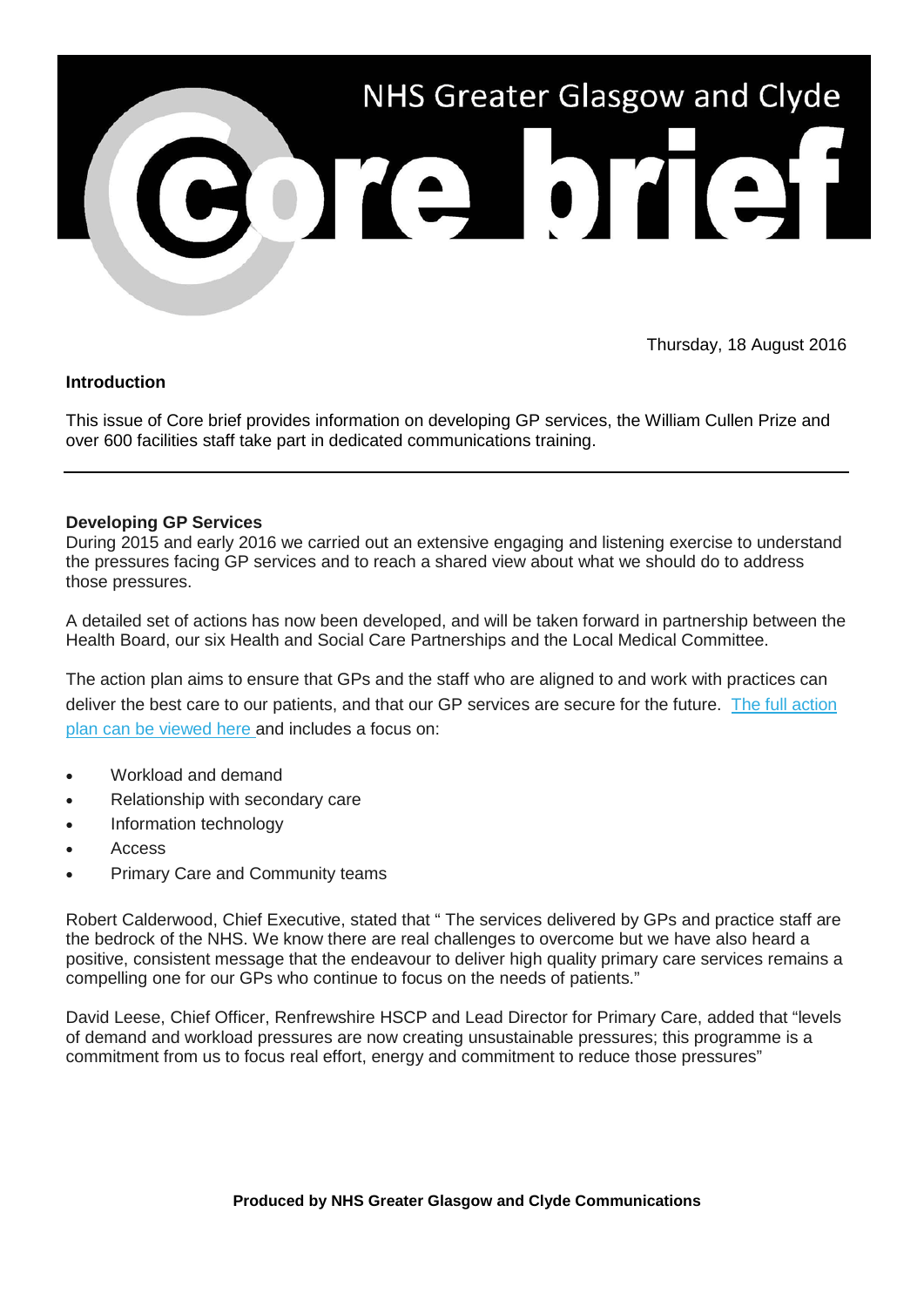# NHS Greater Glasgow and Clyde Core brief

Thursday, 18 August 2016

**Introduction**

This issue of Core brief provides information on developing GP services, the William Cullen Prize and over 600 facilities staff take part in dedicated communications training.

---

**Developing GP Services**

During 2015 and early 2016 we carried out an extensive engaging and listening exercise to understand the pressures facing GP services and to reach a shared view about what we should do to address those pressures.

A detailed set of actions has now been developed, and will be taken forward in partnership between the Health Board, our six Health and Social Care Partnerships and the Local Medical Committee.

The action plan aims to ensure that GPs and the staff who are aligned to and work with practices can deliver the best care to our patients, and that our GP services are secure for the future. The full action plan can be viewed here and includes a focus on:

- Workload and demand
- Relationship with secondary care
- Information technology
- Access
- Primary Care and Community teams

Robert Calderwood, Chief Executive, stated that " The services delivered by GPs and practice staff are the bedrock of the NHS. We know there are real challenges to overcome but we have also heard a positive, consistent message that the endeavour to deliver high quality primary care services remains a compelling one for our GPs who continue to focus on the needs of patients."

David Leese, Chief Officer, Renfrewshire HSCP and Lead Director for Primary Care, added that "levels of demand and workload pressures are now creating unsustainable pressures; this programme is a commitment from us to focus real effort, energy and commitment to reduce those pressures"

**Produced by NHS Greater Glasgow and Clyde Communications**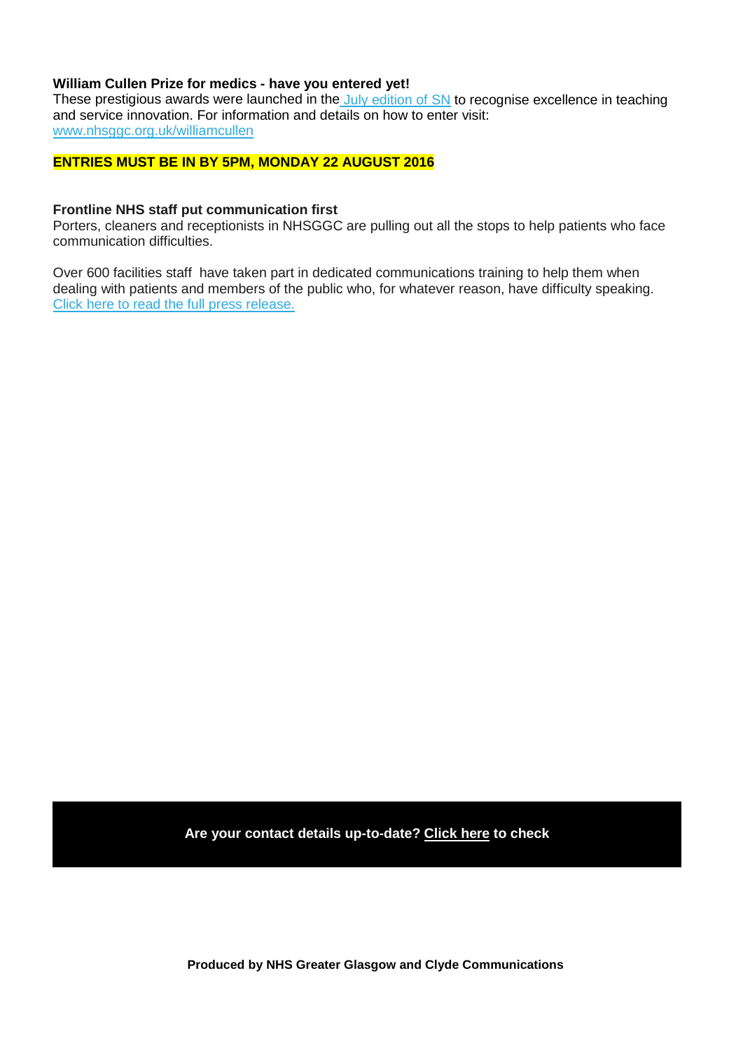**William Cullen Prize for medics - have you entered yet!**

These prestigious awards were launched in the [July edition of SN] to recognise excellence in teaching and service innovation. For information and details on how to enter visit: www.nhsggc.org.uk/williamcullen

**ENTRIES MUST BE IN BY 5PM, MONDAY 22 AUGUST 2016**

**Frontline NHS staff put communication first**

Porters, cleaners and receptionists in NHSGGC are pulling out all the stops to help patients who face communication difficulties.

Over 600 facilities staff have taken part in dedicated communications training to help them when dealing with patients and members of the public who, for whatever reason, have difficulty speaking. Click here to read the full press release.

**Are your contact details up-to-date? Click here to check**

**Produced by NHS Greater Glasgow and Clyde Communications**